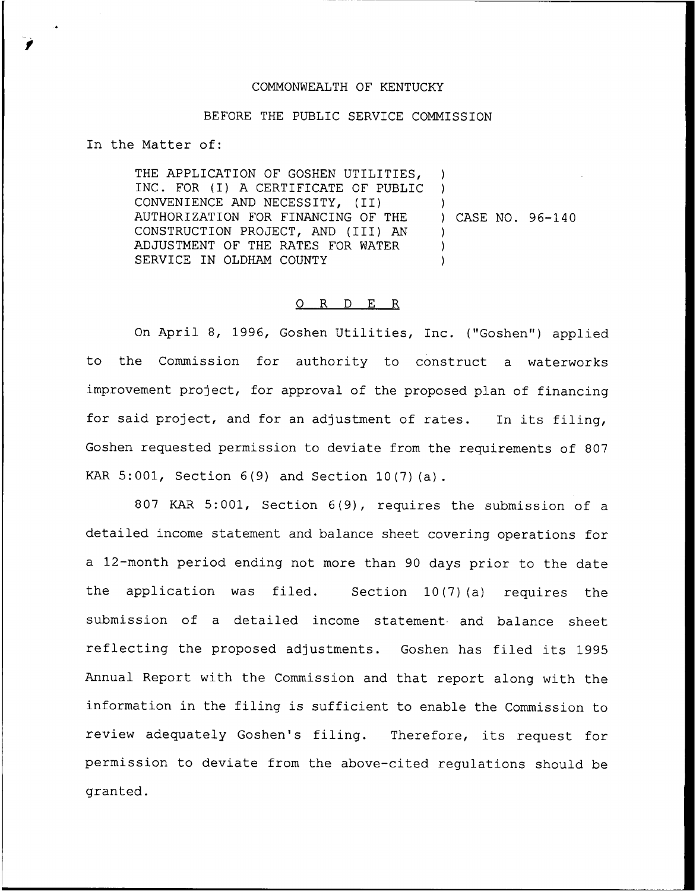COMMONWEALTH OF KENTUCKY

BEFORE THE PUBLIC SERVICE COMMISSION

In the Matter of:

| | |
|---|---|
| THE APPLICATION OF GOSHEN UTILITIES, INC. FOR (I) A CERTIFICATE OF PUBLIC CONVENIENCE AND NECESSITY, (II) AUTHORIZATION FOR FINANCING OF THE CONSTRUCTION PROJECT, AND (III) AN ADJUSTMENT OF THE RATES FOR WATER SERVICE IN OLDHAM COUNTY | ) CASE NO. 96-140 |

## O R D E R

On April 8, 1996, Goshen Utilities, Inc. ("Goshen") applied to the Commission for authority to construct a waterworks improvement project, for approval of the proposed plan of financing for said project, and for an adjustment of rates. In its filing, Goshen requested permission to deviate from the requirements of 807 KAR 5:001, Section 6(9) and Section 10(7)(a).

807 KAR 5:001, Section 6(9), requires the submission of a detailed income statement and balance sheet covering operations for a 12-month period ending not more than 90 days prior to the date the application was filed. Section 10(7)(a) requires the submission of a detailed income statement and balance sheet reflecting the proposed adjustments. Goshen has filed its 1995 Annual Report with the Commission and that report along with the information in the filing is sufficient to enable the Commission to review adequately Goshen's filing. Therefore, its request for permission to deviate from the above-cited regulations should be granted.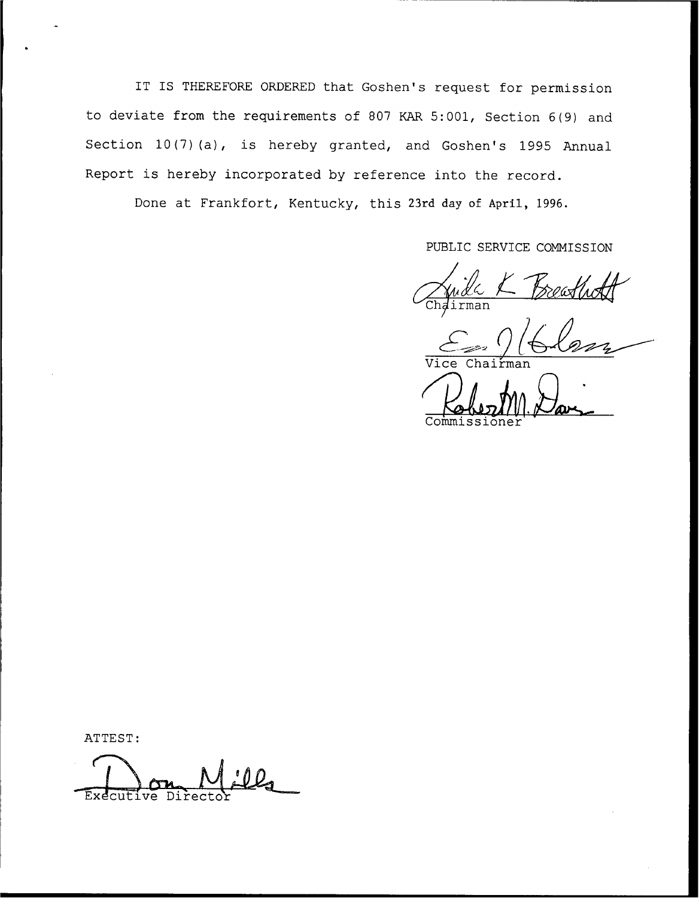IT IS THEREFORE ORDERED that Goshen's request for permission to deviate from the requirements of 807 KAR 5:001, Section 6(9) and Section 10(7)(a), is hereby granted, and Goshen's 1995 Annual Report is hereby incorporated by reference into the record.

Done at Frankfort, Kentucky, this 23rd day of April, 1996.

PUBLIC SERVICE COMMISSION

Chairman

Vice Chairman

Commissioner

ATTEST:

Executive Director